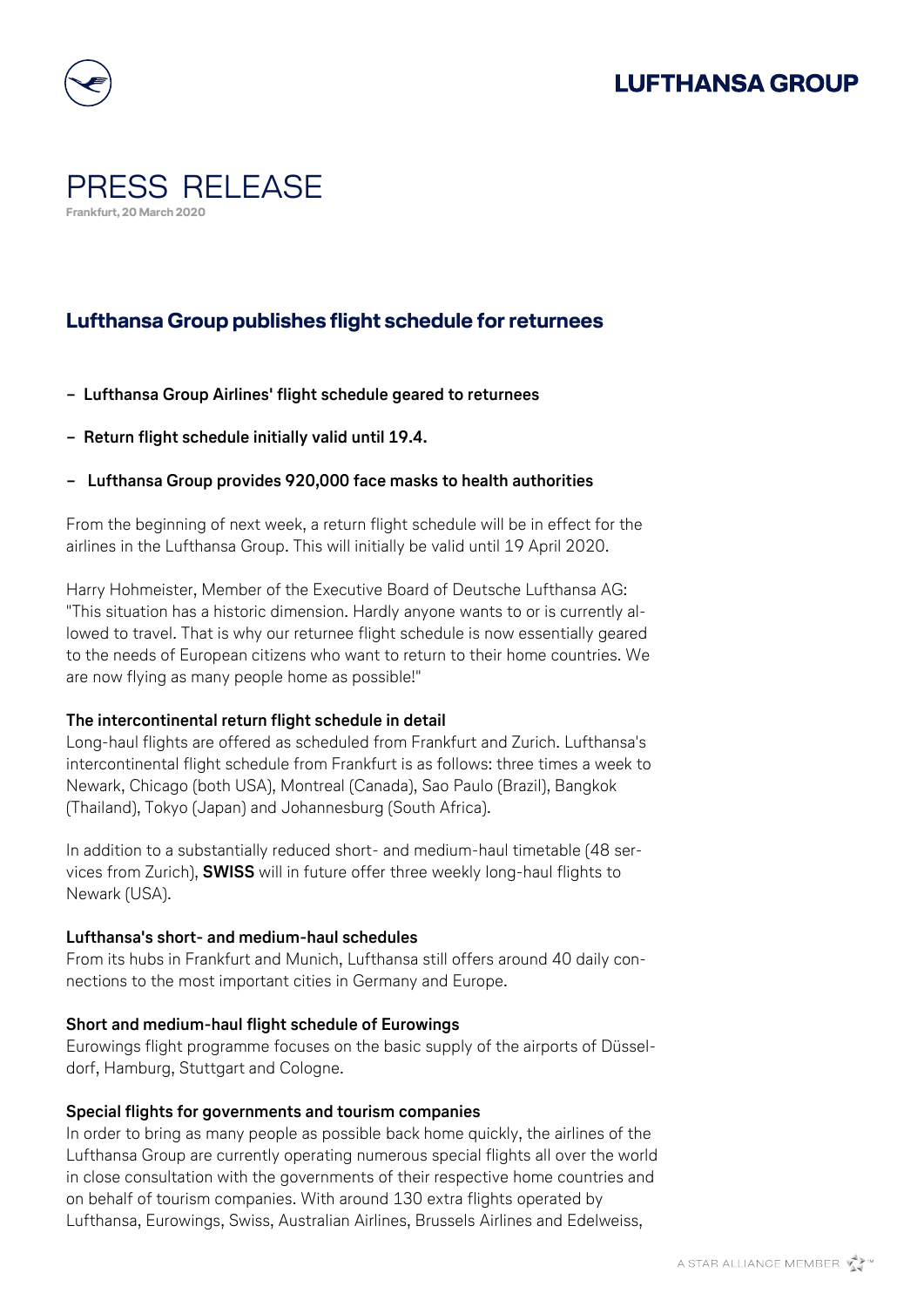# PRESS RELEASE

**Frankfurt, 20 March 2020**

## Lufthansa Group publishes flight schedule for returnees

- **Lufthansa Group Airlines' flight schedule geared to returnees**
- **Return flight schedule initially valid until 19.4.**
- **Lufthansa Group provides 920,000 face masks to health authorities**

From the beginning of next week, a return flight schedule will be in effect for the airlines in the Lufthansa Group. This will initially be valid until 19 April 2020.

Harry Hohmeister, Member of the Executive Board of Deutsche Lufthansa AG: "This situation has a historic dimension. Hardly anyone wants to or is currently allowed to travel. That is why our returnee flight schedule is now essentially geared to the needs of European citizens who want to return to their home countries. We are now flying as many people home as possible!"

**The intercontinental return flight schedule in detail**

Long-haul flights are offered as scheduled from Frankfurt and Zurich. Lufthansa's intercontinental flight schedule from Frankfurt is as follows: three times a week to Newark, Chicago (both USA), Montreal (Canada), Sao Paulo (Brazil), Bangkok (Thailand), Tokyo (Japan) and Johannesburg (South Africa).

In addition to a substantially reduced short- and medium-haul timetable (48 services from Zurich), **SWISS** will in future offer three weekly long-haul flights to Newark (USA).

**Lufthansa's short- and medium-haul schedules**

From its hubs in Frankfurt and Munich, Lufthansa still offers around 40 daily connections to the most important cities in Germany and Europe.

**Short and medium-haul flight schedule of Eurowings**

Eurowings flight programme focuses on the basic supply of the airports of Düsseldorf, Hamburg, Stuttgart and Cologne.

**Special flights for governments and tourism companies**

In order to bring as many people as possible back home quickly, the airlines of the Lufthansa Group are currently operating numerous special flights all over the world in close consultation with the governments of their respective home countries and on behalf of tourism companies. With around 130 extra flights operated by Lufthansa, Eurowings, Swiss, Australian Airlines, Brussels Airlines and Edelweiss,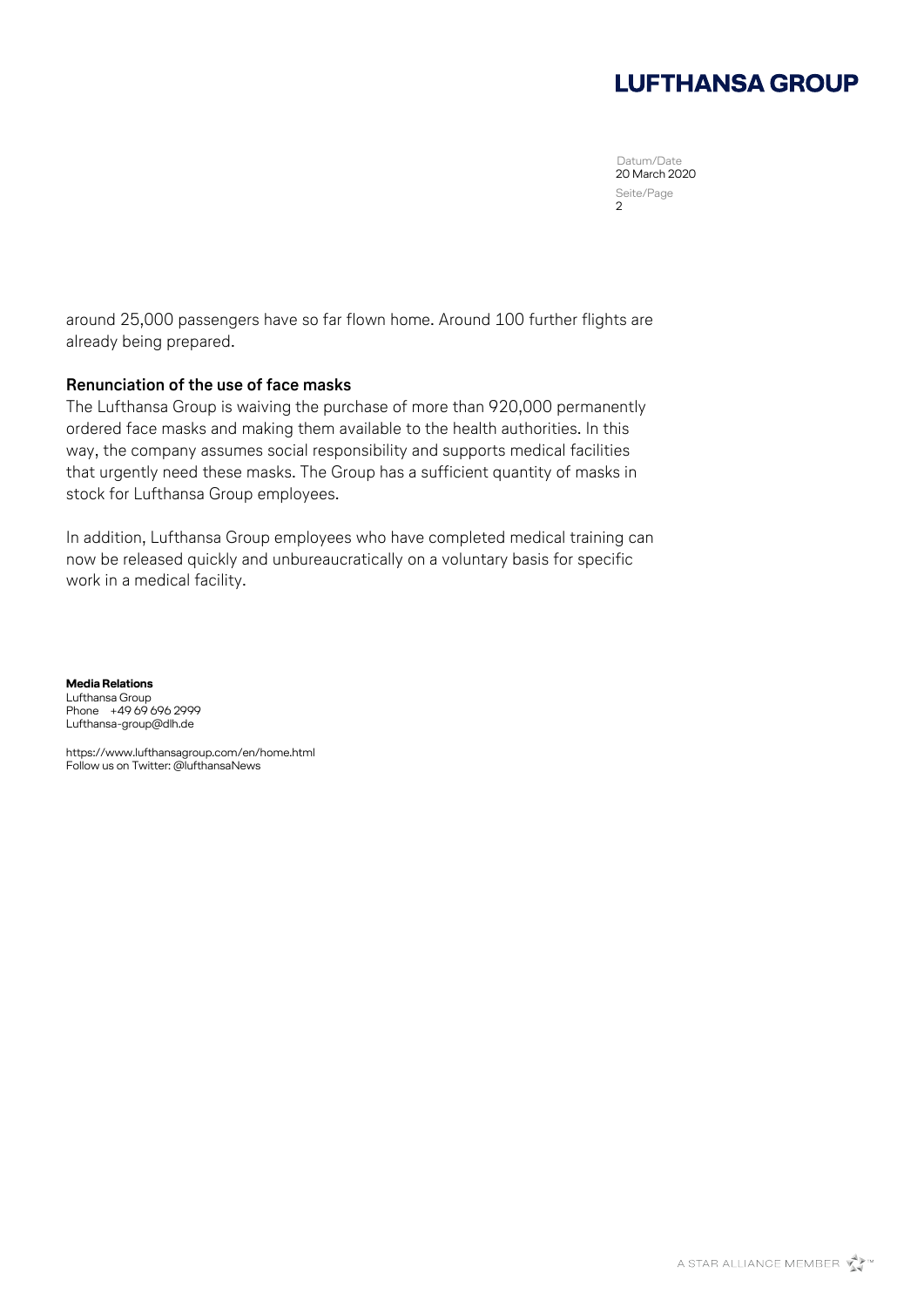around 25,000 passengers have so far flown home. Around 100 further flights are already being prepared.

**Renunciation of the use of face masks**

The Lufthansa Group is waiving the purchase of more than 920,000 permanently ordered face masks and making them available to the health authorities. In this way, the company assumes social responsibility and supports medical facilities that urgently need these masks. The Group has a sufficient quantity of masks in stock for Lufthansa Group employees.

In addition, Lufthansa Group employees who have completed medical training can now be released quickly and unbureaucratically on a voluntary basis for specific work in a medical facility.

**Media Relations**
Lufthansa Group
Phone +49 69 696 2999
Lufthansa-group@dlh.de

https://www.lufthansagroup.com/en/home.html
Follow us on Twitter: @lufthansaNews